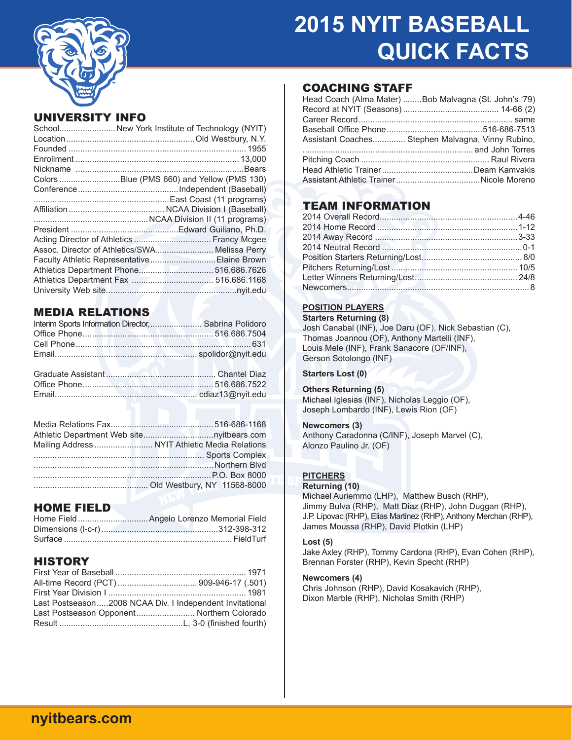# 2015 NYIT BASEBALL QUICK FACTS

## UNIVERSITY INFO

| | |
|---|---|
| School | New York Institute of Technology (NYIT) |
| Location | Old Westbury, N.Y. |
| Founded | 1955 |
| Enrollment | 13,000 |
| Nickname | Bears |
| Colors | Blue (PMS 660) and Yellow (PMS 130) |
| Conference | Independent (Baseball) |
| | East Coast (11 programs) |
| Affiliation | NCAA Division I (Baseball) |
| | NCAA Division II (11 programs) |
| President | Edward Guiliano, Ph.D. |
| Acting Director of Athletics | Francy Mcgee |
| Assoc. Director of Athletics/SWA | Melissa Perry |
| Faculty Athletic Representative | Elaine Brown |
| Athletics Department Phone | 516.686.7626 |
| Athletics Department Fax | 516.686.1168 |
| University Web site | nyit.edu |

## MEDIA RELATIONS

| | |
|---|---|
| Interim Sports Information Director, | Sabrina Polidoro |
| Office Phone | 516.686.7504 |
| Cell Phone | 631 |
| Email | spolidor@nyit.edu |

| | |
|---|---|
| Graduate Assistant | Chantel Diaz |
| Office Phone | 516.686.7522 |
| Email | cdiaz13@nyit.edu |

| | |
|---|---|
| Media Relations Fax | 516-686-1168 |
| Athletic Department Web site | nyitbears.com |
| Mailing Address | NYIT Athletic Media Relations |
| | Sports Complex |
| | Northern Blvd |
| | P.O. Box 8000 |
| | Old Westbury, NY 11568-8000 |

## HOME FIELD

| | |
|---|---|
| Home Field | Angelo Lorenzo Memorial Field |
| Dimensions (l-c-r) | 312-398-312 |
| Surface | FieldTurf |

## HISTORY

| | |
|---|---|
| First Year of Baseball | 1971 |
| All-time Record (PCT) | 909-946-17 (.501) |
| First Year Division I | 1981 |
| Last Postseason | 2008 NCAA Div. I Independent Invitational |
| Last Postseason Opponent | Northern Colorado |
| Result | L, 3-0 (finished fourth) |

## COACHING STAFF

| | |
|---|---|
| Head Coach (Alma Mater) | Bob Malvagna (St. John's '79) |
| Record at NYIT (Seasons) | 14-66 (2) |
| Career Record | same |
| Baseball Office Phone | 516-686-7513 |
| Assistant Coaches | Stephen Malvagna, Vinny Rubino, |
| | and John Torres |
| Pitching Coach | Raul Rivera |
| Head Athletic Trainer | Deam Kamvakis |
| Assistant Athletic Trainer | Nicole Moreno |

## TEAM INFORMATION

| | |
|---|---|
| 2014 Overall Record | 4-46 |
| 2014 Home Record | 1-12 |
| 2014 Away Record | 3-33 |
| 2014 Neutral Record | 0-1 |
| Position Starters Returning/Lost | 8/0 |
| Pitchers Returning/Lost | 10/5 |
| Letter Winners Returning/Lost | 24/8 |
| Newcomers | 8 |

### POSITION PLAYERS

**Starters Returning (8)**
Josh Canabal (INF), Joe Daru (OF), Nick Sebastian (C), Thomas Joannou (OF), Anthony Martelli (INF), Louis Mele (INF), Frank Sanacore (OF/INF), Gerson Sotolongo (INF)

**Starters Lost (0)**

**Others Returning (5)**
Michael Iglesias (INF), Nicholas Leggio (OF), Joseph Lombardo (INF), Lewis Rion (OF)

**Newcomers (3)**
Anthony Caradonna (C/INF), Joseph Marvel (C), Alonzo Paulino Jr. (OF)

### PITCHERS

**Returning (10)**
Michael Auriemmo (LHP), Matthew Busch (RHP), Jimmy Bulva (RHP), Matt Diaz (RHP), John Duggan (RHP), J.P. Lipovac (RHP), Elias Martinez (RHP), Anthony Merchan (RHP), James Moussa (RHP), David Plotkin (LHP)

**Lost (5)**
Jake Axley (RHP), Tommy Cardona (RHP), Evan Cohen (RHP), Brennan Forster (RHP), Kevin Specht (RHP)

**Newcomers (4)**
Chris Johnson (RHP), David Kosakavich (RHP), Dixon Marble (RHP), Nicholas Smith (RHP)

nyitbears.com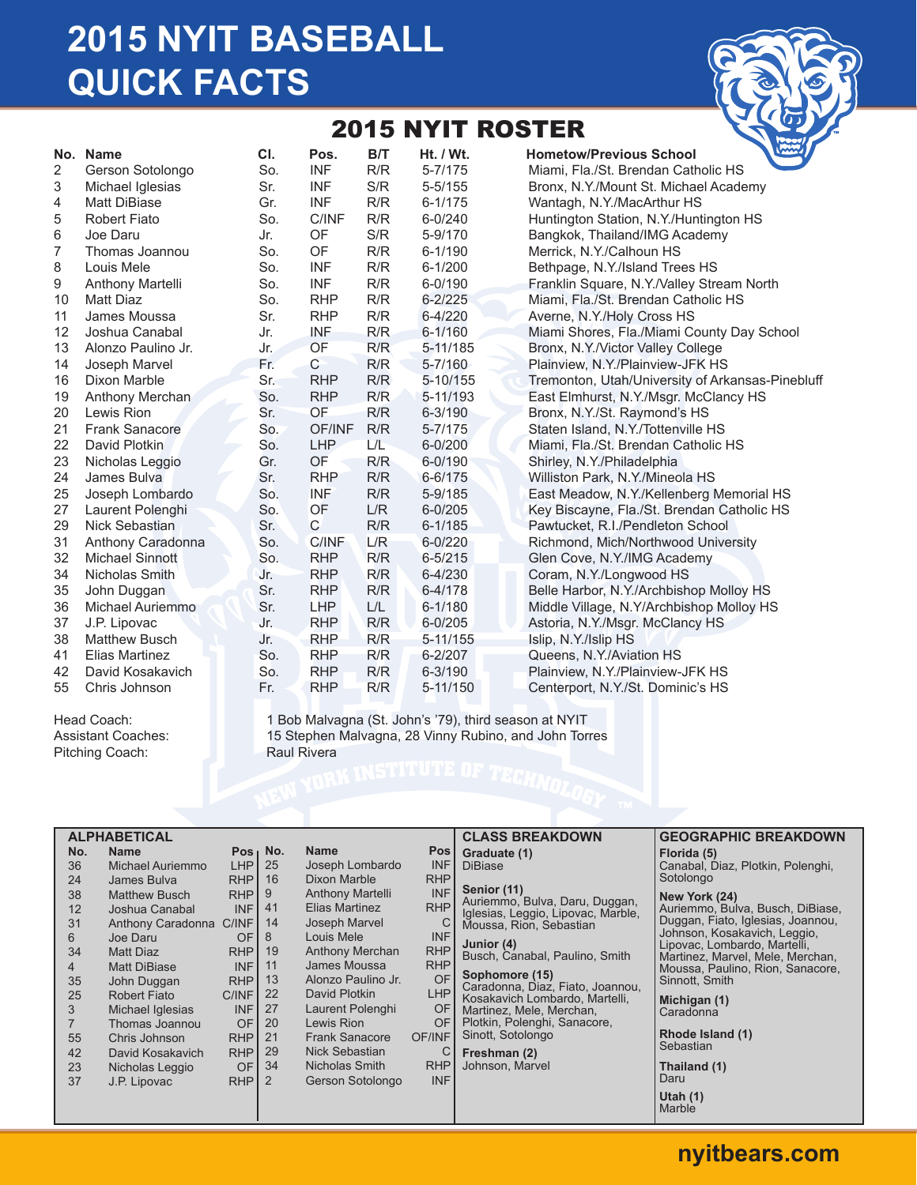# 2015 NYIT BASEBALL QUICK FACTS

## 2015 NYIT ROSTER

| No. | Name | Cl. | Pos. | B/T | Ht. / Wt. | Hometown/Previous School |
|---|---|---|---|---|---|---|
| 2 | Gerson Sotolongo | So. | INF | R/R | 5-7/175 | Miami, Fla./St. Brendan Catholic HS |
| 3 | Michael Iglesias | Sr. | INF | S/R | 5-5/155 | Bronx, N.Y./Mount St. Michael Academy |
| 4 | Matt DiBiase | Gr. | INF | R/R | 6-1/175 | Wantagh, N.Y./MacArthur HS |
| 5 | Robert Fiato | So. | C/INF | R/R | 6-0/240 | Huntington Station, N.Y./Huntington HS |
| 6 | Joe Daru | Jr. | OF | S/R | 5-9/170 | Bangkok, Thailand/IMG Academy |
| 7 | Thomas Joannou | So. | OF | R/R | 6-1/190 | Merrick, N.Y./Calhoun HS |
| 8 | Louis Mele | So. | INF | R/R | 6-1/200 | Bethpage, N.Y./Island Trees HS |
| 9 | Anthony Martelli | So. | INF | R/R | 6-0/190 | Franklin Square, N.Y./Valley Stream North |
| 10 | Matt Diaz | So. | RHP | R/R | 6-2/225 | Miami, Fla./St. Brendan Catholic HS |
| 11 | James Moussa | Sr. | RHP | R/R | 6-4/220 | Averne, N.Y./Holy Cross HS |
| 12 | Joshua Canabal | Jr. | INF | R/R | 6-1/160 | Miami Shores, Fla./Miami County Day School |
| 13 | Alonzo Paulino Jr. | Jr. | OF | R/R | 5-11/185 | Bronx, N.Y./Victor Valley College |
| 14 | Joseph Marvel | Fr. | C | R/R | 5-7/160 | Plainview, N.Y./Plainview-JFK HS |
| 16 | Dixon Marble | Sr. | RHP | R/R | 5-10/155 | Tremonton, Utah/University of Arkansas-Pinebluff |
| 19 | Anthony Merchan | So. | RHP | R/R | 5-11/193 | East Elmhurst, N.Y./Msgr. McClancy HS |
| 20 | Lewis Rion | Sr. | OF | R/R | 6-3/190 | Bronx, N.Y./St. Raymond's HS |
| 21 | Frank Sanacore | So. | OF/INF | R/R | 5-7/175 | Staten Island, N.Y./Tottenville HS |
| 22 | David Plotkin | So. | LHP | L/L | 6-0/200 | Miami, Fla./St. Brendan Catholic HS |
| 23 | Nicholas Leggio | Gr. | OF | R/R | 6-0/190 | Shirley, N.Y./Philadelphia |
| 24 | James Bulva | Sr. | RHP | R/R | 6-6/175 | Williston Park, N.Y./Mineola HS |
| 25 | Joseph Lombardo | So. | INF | R/R | 5-9/185 | East Meadow, N.Y./Kellenberg Memorial HS |
| 27 | Laurent Polenghi | So. | OF | L/R | 6-0/205 | Key Biscayne, Fla./St. Brendan Catholic HS |
| 29 | Nick Sebastian | Sr. | C | R/R | 6-1/185 | Pawtucket, R.I./Pendleton School |
| 31 | Anthony Caradonna | So. | C/INF | L/R | 6-0/220 | Richmond, Mich/Northwood University |
| 32 | Michael Sinnott | So. | RHP | R/R | 6-5/215 | Glen Cove, N.Y./IMG Academy |
| 34 | Nicholas Smith | Jr. | RHP | R/R | 6-4/230 | Coram, N.Y./Longwood HS |
| 35 | John Duggan | Sr. | RHP | R/R | 6-4/178 | Belle Harbor, N.Y./Archbishop Molloy HS |
| 36 | Michael Auriemmo | Sr. | LHP | L/L | 6-1/180 | Middle Village, N.Y./Archbishop Molloy HS |
| 37 | J.P. Lipovac | Jr. | RHP | R/R | 6-0/205 | Astoria, N.Y./Msgr. McClancy HS |
| 38 | Matthew Busch | Jr. | RHP | R/R | 5-11/155 | Islip, N.Y./Islip HS |
| 41 | Elias Martinez | So. | RHP | R/R | 6-2/207 | Queens, N.Y./Aviation HS |
| 42 | David Kosakavich | So. | RHP | R/R | 6-3/190 | Plainview, N.Y./Plainview-JFK HS |
| 55 | Chris Johnson | Fr. | RHP | R/R | 5-11/150 | Centerport, N.Y./St. Dominic's HS |

Head Coach: 1 Bob Malvagna (St. John's '79), third season at NYIT
Assistant Coaches: 15 Stephen Malvagna, 28 Vinny Rubino, and John Torres
Pitching Coach: Raul Rivera

### ALPHABETICAL

| No. | Name | Pos | No. | Name | Pos |
|---|---|---|---|---|---|
| 36 | Michael Auriemmo | LHP | 25 | Joseph Lombardo | INF |
| 24 | James Bulva | RHP | 16 | Dixon Marble | RHP |
| 38 | Matthew Busch | RHP | 9 | Anthony Martelli | INF |
| 12 | Joshua Canabal | INF | 41 | Elias Martinez | RHP |
| 31 | Anthony Caradonna | C/INF | 14 | Joseph Marvel | C |
| 6 | Joe Daru | OF | 8 | Louis Mele | INF |
| 34 | Matt Diaz | RHP | 19 | Anthony Merchan | RHP |
| 4 | Matt DiBiase | INF | 11 | James Moussa | RHP |
| 35 | John Duggan | RHP | 13 | Alonzo Paulino Jr. | OF |
| 25 | Robert Fiato | C/INF | 22 | David Plotkin | LHP |
| 3 | Michael Iglesias | INF | 27 | Laurent Polenghi | OF |
| 7 | Thomas Joannou | OF | 20 | Lewis Rion | OF |
| 55 | Chris Johnson | RHP | 21 | Frank Sanacore | OF/INF |
| 42 | David Kosakavich | RHP | 29 | Nick Sebastian | C |
| 23 | Nicholas Leggio | OF | 34 | Nicholas Smith | RHP |
| 37 | J.P. Lipovac | RHP | 2 | Gerson Sotolongo | INF |

### CLASS BREAKDOWN

**Graduate (1)**
DiBiase

**Senior (11)**
Auriemmo, Bulva, Daru, Duggan, Iglesias, Leggio, Lipovac, Marble, Moussa, Rion, Sebastian

**Junior (4)**
Busch, Canabal, Paulino, Smith

**Sophomore (15)**
Caradonna, Diaz, Fiato, Joannou, Kosakavich Lombardo, Martelli, Martinez, Mele, Merchan, Plotkin, Polenghi, Sanacore, Sinott, Sotolongo

**Freshman (2)**
Johnson, Marvel

### GEOGRAPHIC BREAKDOWN

**Florida (5)**
Canabal, Diaz, Plotkin, Polenghi, Sotolongo

**New York (24)**
Auriemmo, Bulva, Busch, DiBiase, Duggan, Fiato, Iglesias, Joannou, Johnson, Kosakavich, Leggio, Lipovac, Lombardo, Martelli, Martinez, Marvel, Mele, Merchan, Moussa, Paulino, Rion, Sanacore, Sinnott, Smith

**Michigan (1)**
Caradonna

**Rhode Island (1)**
Sebastian

**Thailand (1)**
Daru

**Utah (1)**
Marble

nyitbears.com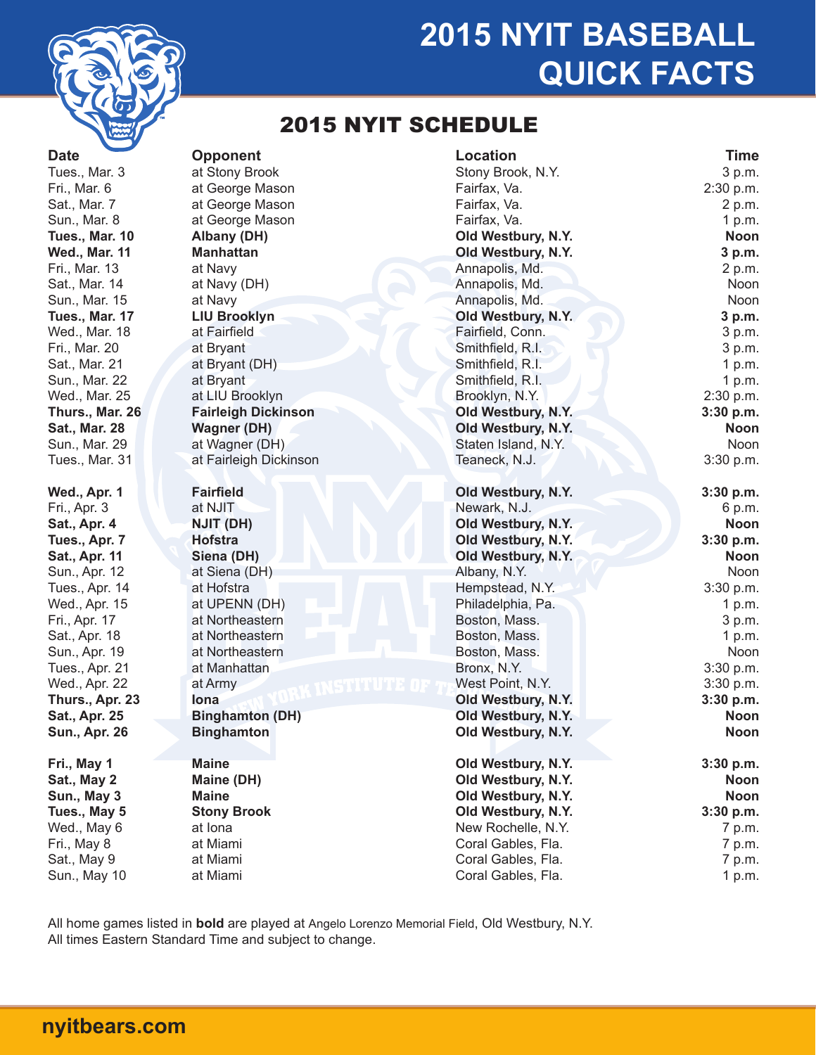# 2015 NYIT BASEBALL QUICK FACTS

## 2015 NYIT SCHEDULE

| Date | Opponent | Location | Time |
|---|---|---|---|
| Tues., Mar. 3 | at Stony Brook | Stony Brook, N.Y. | 3 p.m. |
| Fri., Mar. 6 | at George Mason | Fairfax, Va. | 2:30 p.m. |
| Sat., Mar. 7 | at George Mason | Fairfax, Va. | 2 p.m. |
| Sun., Mar. 8 | at George Mason | Fairfax, Va. | 1 p.m. |
| **Tues., Mar. 10** | **Albany (DH)** | **Old Westbury, N.Y.** | **Noon** |
| **Wed., Mar. 11** | **Manhattan** | **Old Westbury, N.Y.** | **3 p.m.** |
| Fri., Mar. 13 | at Navy | Annapolis, Md. | 2 p.m. |
| Sat., Mar. 14 | at Navy (DH) | Annapolis, Md. | Noon |
| Sun., Mar. 15 | at Navy | Annapolis, Md. | Noon |
| **Tues., Mar. 17** | **LIU Brooklyn** | **Old Westbury, N.Y.** | **3 p.m.** |
| Wed., Mar. 18 | at Fairfield | Fairfield, Conn. | 3 p.m. |
| Fri., Mar. 20 | at Bryant | Smithfield, R.I. | 3 p.m. |
| Sat., Mar. 21 | at Bryant (DH) | Smithfield, R.I. | 1 p.m. |
| Sun., Mar. 22 | at Bryant | Smithfield, R.I. | 1 p.m. |
| Wed., Mar. 25 | at LIU Brooklyn | Brooklyn, N.Y. | 2:30 p.m. |
| **Thurs., Mar. 26** | **Fairleigh Dickinson** | **Old Westbury, N.Y.** | **3:30 p.m.** |
| **Sat., Mar. 28** | **Wagner (DH)** | **Old Westbury, N.Y.** | **Noon** |
| Sun., Mar. 29 | at Wagner (DH) | Staten Island, N.Y. | Noon |
| Tues., Mar. 31 | at Fairleigh Dickinson | Teaneck, N.J. | 3:30 p.m. |
| **Wed., Apr. 1** | **Fairfield** | **Old Westbury, N.Y.** | **3:30 p.m.** |
| Fri., Apr. 3 | at NJIT | Newark, N.J. | 6 p.m. |
| **Sat., Apr. 4** | **NJIT (DH)** | **Old Westbury, N.Y.** | **Noon** |
| **Tues., Apr. 7** | **Hofstra** | **Old Westbury, N.Y.** | **3:30 p.m.** |
| **Sat., Apr. 11** | **Siena (DH)** | **Old Westbury, N.Y.** | **Noon** |
| Sun., Apr. 12 | at Siena (DH) | Albany, N.Y. | Noon |
| Tues., Apr. 14 | at Hofstra | Hempstead, N.Y. | 3:30 p.m. |
| Wed., Apr. 15 | at UPENN (DH) | Philadelphia, Pa. | 1 p.m. |
| Fri., Apr. 17 | at Northeastern | Boston, Mass. | 3 p.m. |
| Sat., Apr. 18 | at Northeastern | Boston, Mass. | 1 p.m. |
| Sun., Apr. 19 | at Northeastern | Boston, Mass. | Noon |
| Tues., Apr. 21 | at Manhattan | Bronx, N.Y. | 3:30 p.m. |
| Wed., Apr. 22 | at Army | West Point, N.Y. | 3:30 p.m. |
| **Thurs., Apr. 23** | **Iona** | **Old Westbury, N.Y.** | **3:30 p.m.** |
| **Sat., Apr. 25** | **Binghamton (DH)** | **Old Westbury, N.Y.** | **Noon** |
| **Sun., Apr. 26** | **Binghamton** | **Old Westbury, N.Y.** | **Noon** |
| **Fri., May 1** | **Maine** | **Old Westbury, N.Y.** | **3:30 p.m.** |
| **Sat., May 2** | **Maine (DH)** | **Old Westbury, N.Y.** | **Noon** |
| **Sun., May 3** | **Maine** | **Old Westbury, N.Y.** | **Noon** |
| **Tues., May 5** | **Stony Brook** | **Old Westbury, N.Y.** | **3:30 p.m.** |
| Wed., May 6 | at Iona | New Rochelle, N.Y. | 7 p.m. |
| Fri., May 8 | at Miami | Coral Gables, Fla. | 7 p.m. |
| Sat., May 9 | at Miami | Coral Gables, Fla. | 7 p.m. |
| Sun., May 10 | at Miami | Coral Gables, Fla. | 1 p.m. |

All home games listed in **bold** are played at Angelo Lorenzo Memorial Field, Old Westbury, N.Y.
All times Eastern Standard Time and subject to change.

nyitbears.com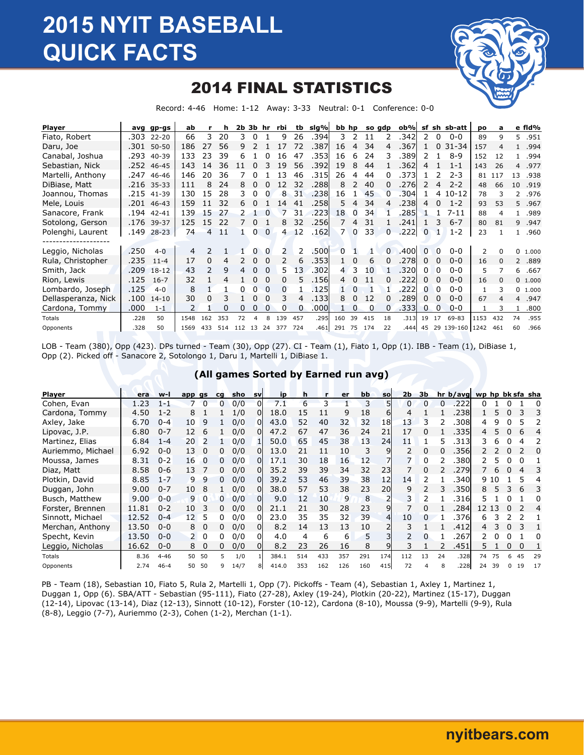# 2015 NYIT BASEBALL QUICK FACTS

## 2014 FINAL STATISTICS

Record: 4-46 Home: 1-12 Away: 3-33 Neutral: 0-1 Conference: 0-0

| Player | avg | gp-gs | ab | r | h | 2b | 3b | hr | rbi | tb | slg% | bb | hp | so | gdp | ob% | sf | sh | sb-att | po | a | e | fld% |
|---|---|---|---|---|---|---|---|---|---|---|---|---|---|---|---|---|---|---|---|---|---|---|---|
| Fiato, Robert | .303 | 22-20 | 66 | 3 | 20 | 3 | 0 | 1 | 9 | 26 | .394 | 3 | 2 | 11 | 2 | .342 | 2 | 0 | 0-0 | 89 | 9 | 5 | .951 |
| Daru, Joe | .301 | 50-50 | 186 | 27 | 56 | 9 | 2 | 1 | 17 | 72 | .387 | 16 | 4 | 34 | 4 | .367 | 1 | 0 | 31-34 | 157 | 4 | 1 | .994 |
| Canabal, Joshua | .293 | 40-39 | 133 | 23 | 39 | 6 | 1 | 0 | 16 | 47 | .353 | 16 | 6 | 24 | 3 | .389 | 2 | 1 | 8-9 | 152 | 12 | 1 | .994 |
| Sebastian, Nick | .252 | 46-45 | 143 | 14 | 36 | 11 | 0 | 3 | 19 | 56 | .392 | 19 | 8 | 44 | 1 | .362 | 4 | 1 | 1-1 | 143 | 26 | 4 | .977 |
| Martelli, Anthony | .247 | 46-46 | 146 | 20 | 36 | 7 | 0 | 1 | 13 | 46 | .315 | 26 | 4 | 44 | 0 | .373 | 1 | 2 | 2-3 | 81 | 117 | 13 | .938 |
| DiBiase, Matt | .216 | 35-33 | 111 | 8 | 24 | 8 | 0 | 0 | 12 | 32 | .288 | 8 | 2 | 40 | 0 | .276 | 2 | 4 | 2-2 | 48 | 66 | 10 | .919 |
| Joannou, Thomas | .215 | 41-39 | 130 | 15 | 28 | 3 | 0 | 0 | 8 | 31 | .238 | 16 | 1 | 45 | 0 | .304 | 1 | 4 | 10-12 | 78 | 3 | 2 | .976 |
| Mele, Louis | .201 | 46-43 | 159 | 11 | 32 | 6 | 0 | 1 | 14 | 41 | .258 | 5 | 4 | 34 | 4 | .238 | 4 | 0 | 1-2 | 93 | 53 | 5 | .967 |
| Sanacore, Frank | .194 | 42-41 | 139 | 15 | 27 | 2 | 1 | 0 | 7 | 31 | .223 | 18 | 0 | 34 | 1 | .285 | 1 | 1 | 7-11 | 88 | 4 | 1 | .989 |
| Sotolong, Gerson | .176 | 39-37 | 125 | 15 | 22 | 7 | 0 | 1 | 8 | 32 | .256 | 7 | 4 | 31 | 1 | .241 | 1 | 3 | 6-7 | 80 | 81 | 9 | .947 |
| Polenghi, Laurent | .149 | 28-23 | 74 | 4 | 11 | 1 | 0 | 0 | 4 | 12 | .162 | 7 | 0 | 33 | 0 | .222 | 0 | 1 | 1-2 | 23 | 1 | 1 | .960 |
| -------------------- | | | | | | | | | | | | | | | | | | | | | | | |
| Leggio, Nicholas | .250 | 4-0 | 4 | 2 | 1 | 1 | 0 | 0 | 2 | 2 | .500 | 0 | 1 | 1 | 0 | .400 | 0 | 0 | 0-0 | 2 | 0 | 0 | 1.000 |
| Rula, Christopher | .235 | 11-4 | 17 | 0 | 4 | 2 | 0 | 0 | 2 | 6 | .353 | 1 | 0 | 6 | 0 | .278 | 0 | 0 | 0-0 | 16 | 0 | 2 | .889 |
| Smith, Jack | .209 | 18-12 | 43 | 2 | 9 | 4 | 0 | 0 | 5 | 13 | .302 | 4 | 3 | 10 | 1 | .320 | 0 | 0 | 0-0 | 5 | 7 | 6 | .667 |
| Rion, Lewis | .125 | 16-7 | 32 | 1 | 4 | 1 | 0 | 0 | 0 | 5 | .156 | 4 | 0 | 11 | 0 | .222 | 0 | 0 | 0-0 | 16 | 0 | 0 | 1.000 |
| Lombardo, Joseph | .125 | 4-0 | 8 | 1 | 1 | 0 | 0 | 0 | 0 | 1 | .125 | 1 | 0 | 1 | 1 | .222 | 0 | 0 | 0-0 | 1 | 3 | 0 | 1.000 |
| Dellasperanza, Nick | .100 | 14-10 | 30 | 0 | 3 | 1 | 0 | 0 | 3 | 4 | .133 | 8 | 0 | 12 | 0 | .289 | 0 | 0 | 0-0 | 67 | 4 | 4 | .947 |
| Cardona, Tommy | .000 | 1-1 | 2 | 1 | 0 | 0 | 0 | 0 | 0 | 0 | .000 | 1 | 0 | 0 | 0 | .333 | 0 | 0 | 0-0 | 1 | 3 | 1 | .800 |
| Totals | .228 | 50 | 1548 | 162 | 353 | 72 | 4 | 8 | 139 | 457 | .295 | 160 | 39 | 415 | 18 | .313 | 19 | 17 | 69-83 | 1153 | 432 | 74 | .955 |
| Opponents | .328 | 50 | 1569 | 433 | 514 | 112 | 13 | 24 | 377 | 724 | .461 | 291 | 75 | 174 | 22 | .444 | 45 | 29 | 139-160 | 1242 | 461 | 60 | .966 |

LOB - Team (380), Opp (423). DPs turned - Team (30), Opp (27). CI - Team (1), Fiato 1, Opp (1). IBB - Team (1), DiBiase 1, Opp (2). Picked off - Sanacore 2, Sotolongo 1, Daru 1, Martelli 1, DiBiase 1.

### (All games Sorted by Earned run avg)

| Player | era | w-l | app | gs | cg | sho | sv | ip | h | r | er | bb | so | 2b | 3b | hr | b/avg | wp | hp | bk | sfa | sha |
|---|---|---|---|---|---|---|---|---|---|---|---|---|---|---|---|---|---|---|---|---|---|---|
| Cohen, Evan | 1.23 | 1-1 | 7 | 0 | 0 | 0/0 | 0 | 7.1 | 6 | 3 | 1 | 3 | 5 | 0 | 0 | 0 | .222 | 0 | 1 | 0 | 1 | 0 |
| Cardona, Tommy | 4.50 | 1-2 | 8 | 1 | 1 | 1/0 | 0 | 18.0 | 15 | 11 | 9 | 18 | 6 | 4 | 1 | 1 | .238 | 1 | 5 | 0 | 3 | 3 |
| Axley, Jake | 6.70 | 0-4 | 10 | 9 | 1 | 0/0 | 0 | 43.0 | 52 | 40 | 32 | 32 | 18 | 13 | 3 | 2 | .308 | 4 | 9 | 0 | 5 | 2 |
| Lipovac, J.P. | 6.80 | 0-7 | 12 | 6 | 1 | 0/0 | 0 | 47.2 | 67 | 47 | 36 | 24 | 21 | 17 | 0 | 1 | .335 | 4 | 5 | 0 | 6 | 4 |
| Martinez, Elias | 6.84 | 1-4 | 20 | 2 | 1 | 0/0 | 1 | 50.0 | 65 | 45 | 38 | 13 | 24 | 11 | 1 | 5 | .313 | 3 | 6 | 0 | 4 | 2 |
| Auriemmo, Michael | 6.92 | 0-0 | 13 | 0 | 0 | 0/0 | 0 | 13.0 | 21 | 11 | 10 | 3 | 9 | 2 | 0 | 0 | .356 | 2 | 2 | 0 | 2 | 0 |
| Moussa, James | 8.31 | 0-2 | 16 | 0 | 0 | 0/0 | 0 | 17.1 | 30 | 18 | 16 | 12 | 7 | 7 | 0 | 2 | .380 | 2 | 5 | 0 | 0 | 1 |
| Diaz, Matt | 8.58 | 0-6 | 13 | 7 | 0 | 0/0 | 0 | 35.2 | 39 | 39 | 34 | 32 | 23 | 7 | 0 | 2 | .279 | 7 | 6 | 0 | 4 | 3 |
| Plotkin, David | 8.85 | 1-7 | 9 | 9 | 0 | 0/0 | 0 | 39.2 | 53 | 46 | 39 | 38 | 12 | 14 | 2 | 1 | .340 | 9 | 10 | 1 | 5 | 4 |
| Duggan, John | 9.00 | 0-7 | 10 | 8 | 1 | 0/0 | 0 | 38.0 | 57 | 53 | 38 | 23 | 20 | 9 | 2 | 3 | .350 | 8 | 5 | 3 | 6 | 3 |
| Busch, Matthew | 9.00 | 0-0 | 9 | 0 | 0 | 0/0 | 0 | 9.0 | 12 | 10 | 9 | 8 | 2 | 3 | 2 | 1 | .316 | 5 | 1 | 0 | 1 | 0 |
| Forster, Brennen | 11.81 | 0-2 | 10 | 3 | 0 | 0/0 | 0 | 21.1 | 21 | 30 | 28 | 23 | 9 | 7 | 0 | 1 | .284 | 12 | 13 | 0 | 2 | 4 |
| Sinnott, Michael | 12.52 | 0-4 | 12 | 5 | 0 | 0/0 | 0 | 23.0 | 35 | 35 | 32 | 39 | 4 | 10 | 0 | 1 | .376 | 6 | 3 | 2 | 2 | 1 |
| Merchan, Anthony | 13.50 | 0-0 | 8 | 0 | 0 | 0/0 | 0 | 8.2 | 14 | 13 | 13 | 10 | 2 | 3 | 1 | 1 | .412 | 4 | 3 | 0 | 3 | 1 |
| Specht, Kevin | 13.50 | 0-0 | 2 | 0 | 0 | 0/0 | 0 | 4.0 | 4 | 6 | 6 | 5 | 3 | 2 | 0 | 1 | .267 | 2 | 0 | 0 | 1 | 0 |
| Leggio, Nicholas | 16.62 | 0-0 | 8 | 0 | 0 | 0/0 | 0 | 8.2 | 23 | 26 | 16 | 8 | 9 | 3 | 1 | 2 | .451 | 5 | 1 | 0 | 0 | 1 |
| Totals | 8.36 | 4-46 | 50 | 50 | 5 | 1/0 | 1 | 384.1 | 514 | 433 | 357 | 291 | 174 | 112 | 13 | 24 | .328 | 74 | 75 | 6 | 45 | 29 |
| Opponents | 2.74 | 46-4 | 50 | 50 | 9 | 14/7 | 8 | 414.0 | 353 | 162 | 126 | 160 | 415 | 72 | 4 | 8 | .228 | 24 | 39 | 0 | 19 | 17 |

PB - Team (18), Sebastian 10, Fiato 5, Rula 2, Martelli 1, Opp (7). Pickoffs - Team (4), Sebastian 1, Axley 1, Martinez 1, Duggan 1, Opp (6). SBA/ATT - Sebastian (95-111), Fiato (27-28), Axley (19-24), Plotkin (20-22), Martinez (15-17), Duggan (12-14), Lipovac (13-14), Diaz (12-13), Sinnott (10-12), Forster (10-12), Cardona (8-10), Moussa (9-9), Martelli (9-9), Rula (8-8), Leggio (7-7), Auriemmo (2-3), Cohen (1-2), Merchan (1-1).

nyitbears.com